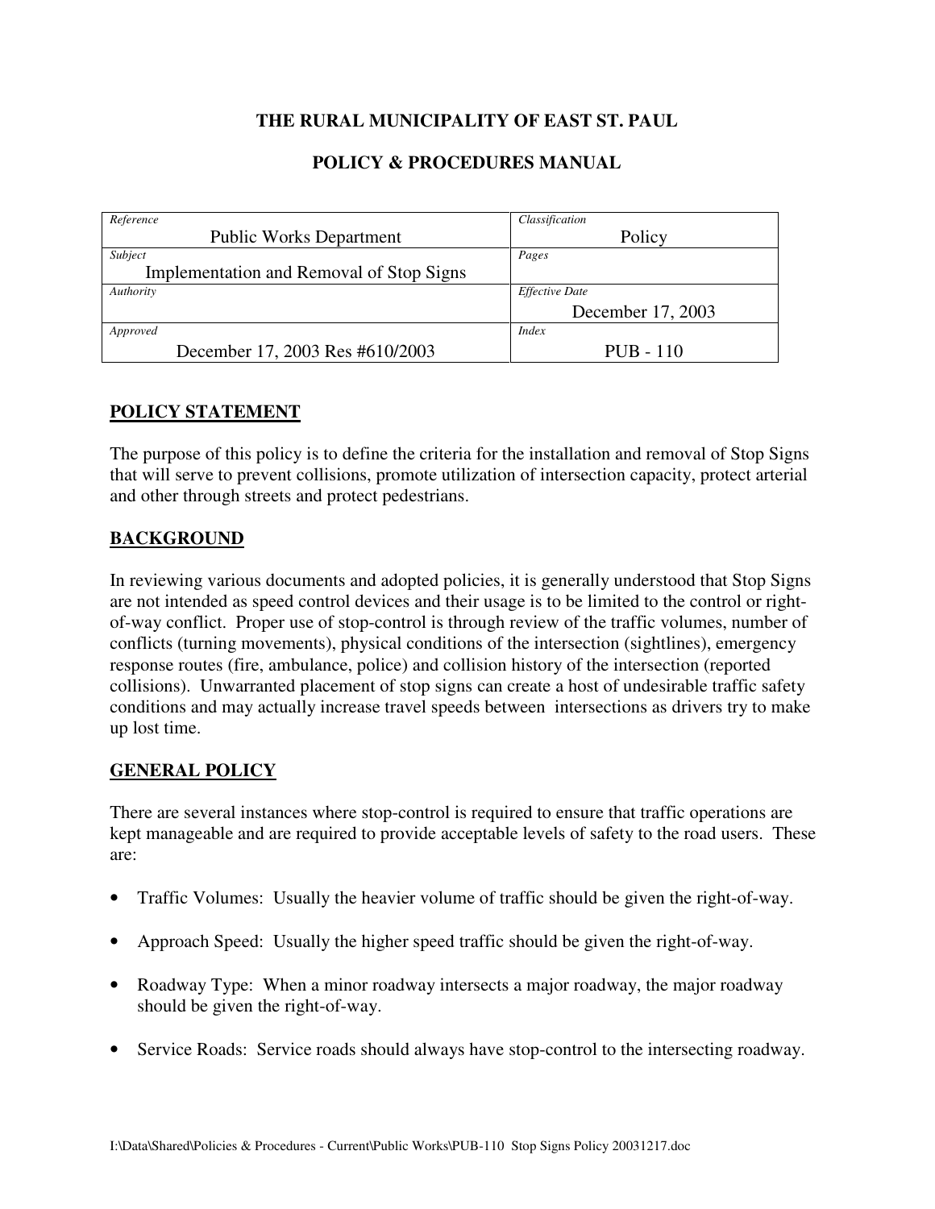**THE RURAL MUNICIPALITY OF EAST ST. PAUL**

**POLICY & PROCEDURES MANUAL**

| *Reference* | *Classification* |
|---|---|
| Public Works Department | Policy |
| *Subject* Implementation and Removal of Stop Signs | *Pages* |
| *Authority* | *Effective Date* December 17, 2003 |
| *Approved* December 17, 2003 Res #610/2003 | *Index* PUB - 110 |

## POLICY STATEMENT

The purpose of this policy is to define the criteria for the installation and removal of Stop Signs that will serve to prevent collisions, promote utilization of intersection capacity, protect arterial and other through streets and protect pedestrians.

## BACKGROUND

In reviewing various documents and adopted policies, it is generally understood that Stop Signs are not intended as speed control devices and their usage is to be limited to the control or right-of-way conflict. Proper use of stop-control is through review of the traffic volumes, number of conflicts (turning movements), physical conditions of the intersection (sightlines), emergency response routes (fire, ambulance, police) and collision history of the intersection (reported collisions). Unwarranted placement of stop signs can create a host of undesirable traffic safety conditions and may actually increase travel speeds between intersections as drivers try to make up lost time.

## GENERAL POLICY

There are several instances where stop-control is required to ensure that traffic operations are kept manageable and are required to provide acceptable levels of safety to the road users. These are:

- Traffic Volumes: Usually the heavier volume of traffic should be given the right-of-way.
- Approach Speed: Usually the higher speed traffic should be given the right-of-way.
- Roadway Type: When a minor roadway intersects a major roadway, the major roadway should be given the right-of-way.
- Service Roads: Service roads should always have stop-control to the intersecting roadway.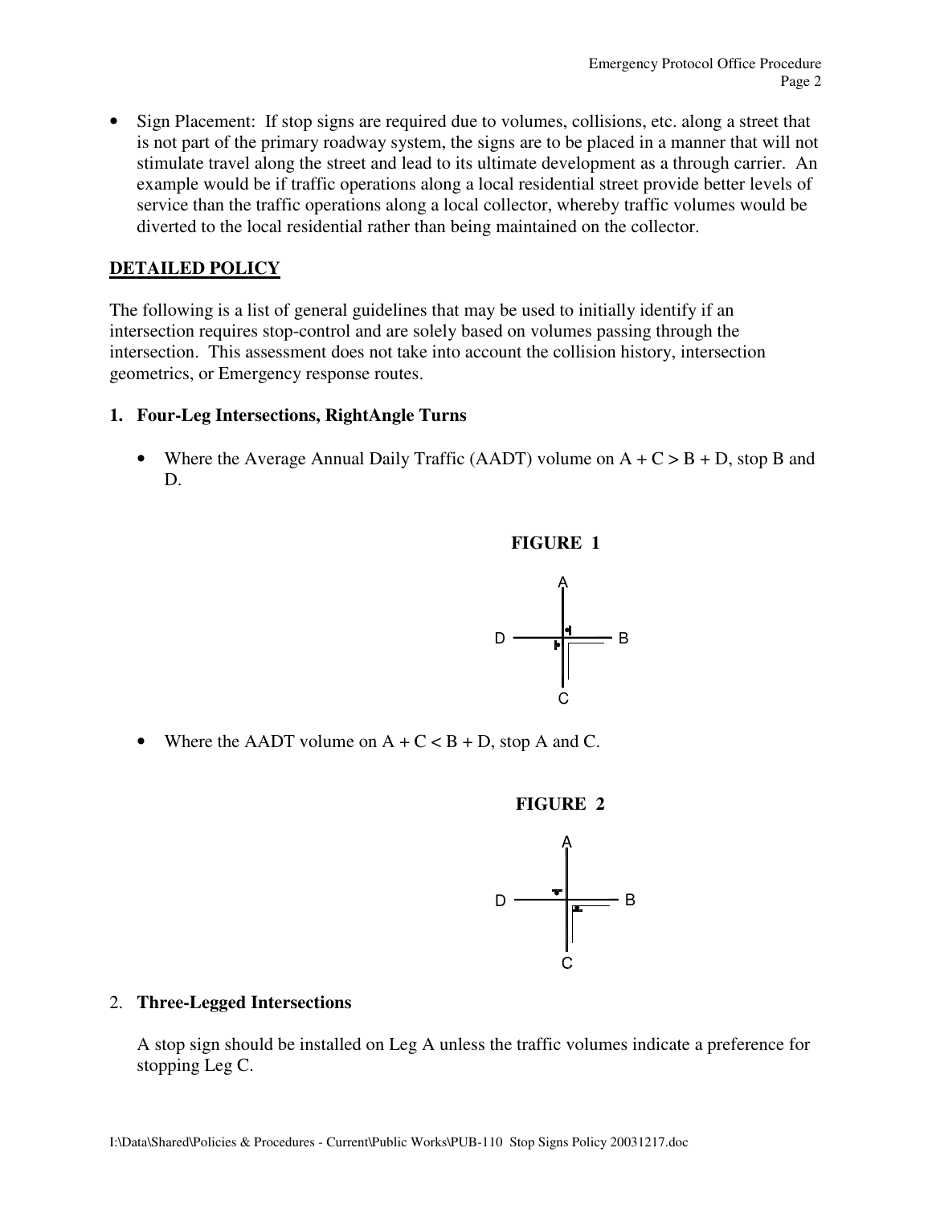- Sign Placement: If stop signs are required due to volumes, collisions, etc. along a street that is not part of the primary roadway system, the signs are to be placed in a manner that will not stimulate travel along the street and lead to its ultimate development as a through carrier. An example would be if traffic operations along a local residential street provide better levels of service than the traffic operations along a local collector, whereby traffic volumes would be diverted to the local residential rather than being maintained on the collector.

## DETAILED POLICY

The following is a list of general guidelines that may be used to initially identify if an intersection requires stop-control and are solely based on volumes passing through the intersection. This assessment does not take into account the collision history, intersection geometrics, or Emergency response routes.

### 1. Four-Leg Intersections, RightAngle Turns

- Where the Average Annual Daily Traffic (AADT) volume on A + C > B + D, stop B and D.

**FIGURE 1**

- Where the AADT volume on A + C < B + D, stop A and C.

**FIGURE 2**

### 2. Three-Legged Intersections

A stop sign should be installed on Leg A unless the traffic volumes indicate a preference for stopping Leg C.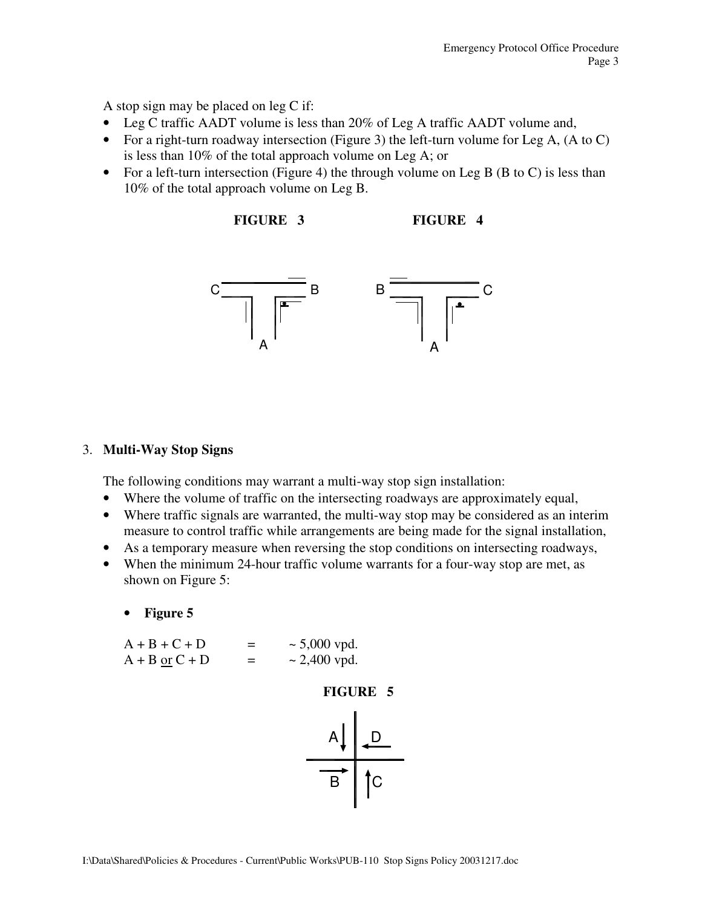A stop sign may be placed on leg C if:

- Leg C traffic AADT volume is less than 20% of Leg A traffic AADT volume and,
- For a right-turn roadway intersection (Figure 3) the left-turn volume for Leg A, (A to C) is less than 10% of the total approach volume on Leg A; or
- For a left-turn intersection (Figure 4) the through volume on Leg B (B to C) is less than 10% of the total approach volume on Leg B.

**FIGURE 3** **FIGURE 4**

C B A B C A

3. **Multi-Way Stop Signs**

The following conditions may warrant a multi-way stop sign installation:

- Where the volume of traffic on the intersecting roadways are approximately equal,
- Where traffic signals are warranted, the multi-way stop may be considered as an interim measure to control traffic while arrangements are being made for the signal installation,
- As a temporary measure when reversing the stop conditions on intersecting roadways,
- When the minimum 24-hour traffic volume warrants for a four-way stop are met, as shown on Figure 5:
    - **Figure 5**

A + B + C + D = ~ 5,000 vpd.
A + B or C + D = ~ 2,400 vpd.

**FIGURE 5**

A D B C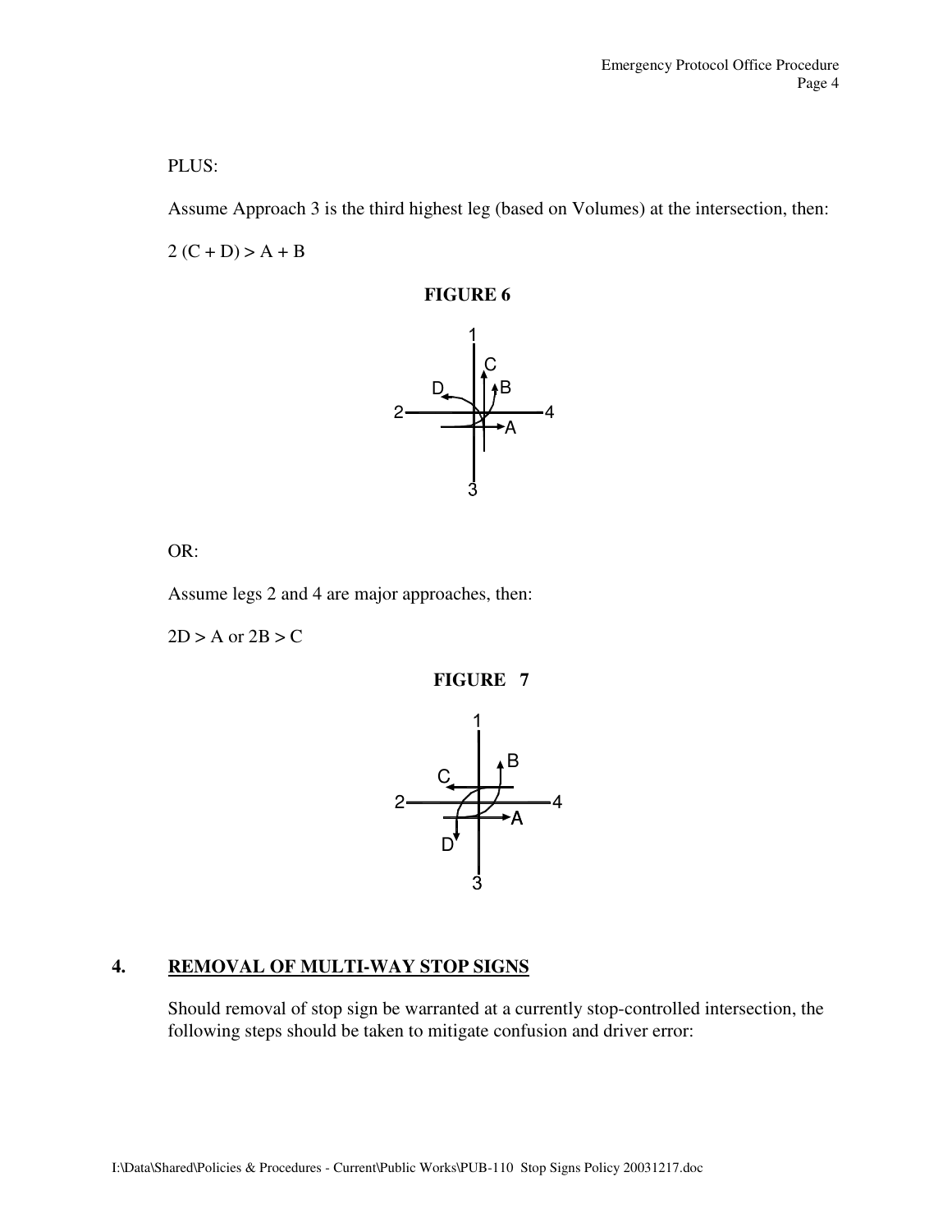PLUS:

Assume Approach 3 is the third highest leg (based on Volumes) at the intersection, then:

$2(C + D) > A + B$

**FIGURE 6**

OR:

Assume legs 2 and 4 are major approaches, then:

$2D > A$ or $2B > C$

**FIGURE 7**

## 4. REMOVAL OF MULTI-WAY STOP SIGNS

Should removal of stop sign be warranted at a currently stop-controlled intersection, the following steps should be taken to mitigate confusion and driver error: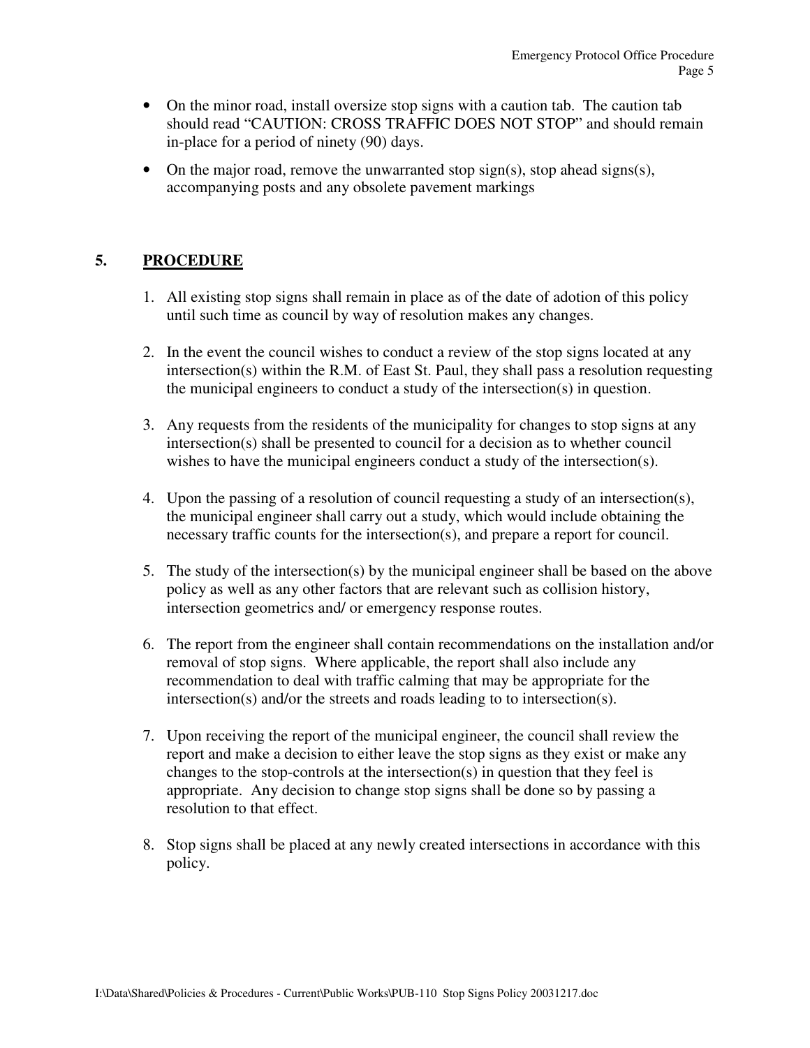- On the minor road, install oversize stop signs with a caution tab. The caution tab should read "CAUTION: CROSS TRAFFIC DOES NOT STOP" and should remain in-place for a period of ninety (90) days.
- On the major road, remove the unwarranted stop sign(s), stop ahead signs(s), accompanying posts and any obsolete pavement markings

## 5. PROCEDURE

1. All existing stop signs shall remain in place as of the date of adotion of this policy until such time as council by way of resolution makes any changes.
2. In the event the council wishes to conduct a review of the stop signs located at any intersection(s) within the R.M. of East St. Paul, they shall pass a resolution requesting the municipal engineers to conduct a study of the intersection(s) in question.
3. Any requests from the residents of the municipality for changes to stop signs at any intersection(s) shall be presented to council for a decision as to whether council wishes to have the municipal engineers conduct a study of the intersection(s).
4. Upon the passing of a resolution of council requesting a study of an intersection(s), the municipal engineer shall carry out a study, which would include obtaining the necessary traffic counts for the intersection(s), and prepare a report for council.
5. The study of the intersection(s) by the municipal engineer shall be based on the above policy as well as any other factors that are relevant such as collision history, intersection geometrics and/ or emergency response routes.
6. The report from the engineer shall contain recommendations on the installation and/or removal of stop signs. Where applicable, the report shall also include any recommendation to deal with traffic calming that may be appropriate for the intersection(s) and/or the streets and roads leading to to intersection(s).
7. Upon receiving the report of the municipal engineer, the council shall review the report and make a decision to either leave the stop signs as they exist or make any changes to the stop-controls at the intersection(s) in question that they feel is appropriate. Any decision to change stop signs shall be done so by passing a resolution to that effect.
8. Stop signs shall be placed at any newly created intersections in accordance with this policy.